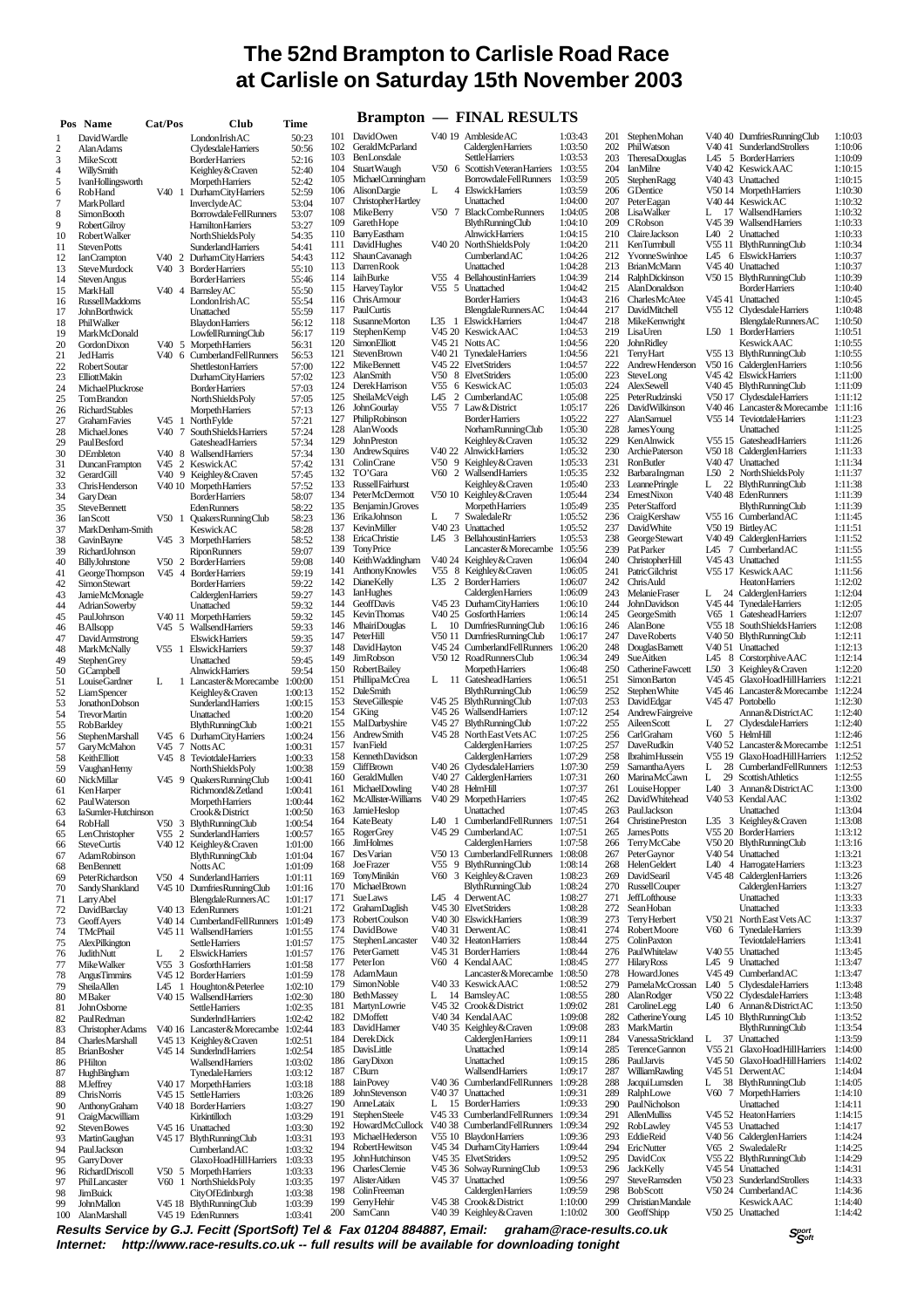# The 52nd Brampton to Carlisle Road Race at Carlisle on Saturday 15th November 2003

## Brampton — FINAL RESULTS

| Pos | Name | Cat/Pos | Club | Time |
|---|---|---|---|---|
| 1 | David Wardle | | London Irish AC | 50:23 |
| 2 | Alan Adams | | Clydesdale Harriers | 50:56 |
| 3 | Mike Scott | | Border Harriers | 52:16 |
| 4 | Willy Smith | | Keighley & Craven | 52:40 |
| 5 | Ivan Hollingsworth | | Morpeth Harriers | 52:42 |
| 6 | Rob Hand | V40 1 | Durham City Harriers | 52:59 |
| 7 | Mark Pollard | | Inverclyde AC | 53:04 |
| 8 | Simon Booth | | Borrowdale Fell Runners | 53:07 |
| 9 | Robert Gilroy | | Hamilton Harriers | 53:27 |
| 10 | Robert Walker | | North Shields Poly | 54:35 |
| 11 | Steven Potts | | Sunderland Harriers | 54:41 |
| 12 | Ian Crampton | V40 2 | Durham City Harriers | 54:43 |
| 13 | Steve Murdock | V40 3 | Border Harriers | 55:10 |
| 14 | Steven Angus | | Border Harriers | 55:46 |
| 15 | Mark Hall | V40 4 | Barnsley AC | 55:50 |
| 16 | Russell Maddoms | | London Irish AC | 55:54 |
| 17 | John Borthwick | | Unattached | 55:59 |
| 18 | Phil Walker | | Blaydon Harriers | 56:12 |
| 19 | Mark McDonald | | Lowfell Running Club | 56:17 |
| 20 | Gordon Dixon | V40 5 | Morpeth Harriers | 56:31 |
| 21 | Jed Harris | V40 6 | Cumberland Fell Runners | 56:53 |
| 22 | Robert Soutar | | Shettleston Harriers | 57:00 |
| 23 | Elliott Makin | | Durham City Harriers | 57:02 |
| 24 | Michael Pluckrose | | Border Harriers | 57:03 |
| 25 | Tom Brandon | | North Shields Poly | 57:05 |
| 26 | Richard Stables | | Morpeth Harriers | 57:13 |
| 27 | Graham Favies | V45 1 | North Fylde | 57:21 |
| 28 | Michael Jones | V40 7 | South Shields Harriers | 57:24 |
| 29 | Paul Besford | | Gateshead Harriers | 57:34 |
| 30 | D Embleton | V40 8 | Wallsend Harriers | 57:34 |
| 31 | Duncan Frampton | V45 2 | Keswick AC | 57:42 |
| 32 | Gerard Gill | V40 9 | Keighley & Craven | 57:45 |
| 33 | Chris Henderson | V40 10 | Morpeth Harriers | 57:52 |
| 34 | Gary Dean | | Border Harriers | 58:07 |
| 35 | Steve Bennett | | Eden Runners | 58:22 |
| 36 | Ian Scott | V50 1 | Quakers Running Club | 58:23 |
| 37 | Mark Denham-Smith | | Keswick AC | 58:28 |
| 38 | Gavin Bayne | V45 3 | Morpeth Harriers | 58:52 |
| 39 | Richard Johnson | | Ripon Runners | 59:07 |
| 40 | Billy Johnstone | V50 2 | Border Harriers | 59:08 |
| 41 | George Thompson | V45 4 | Border Harriers | 59:19 |
| 42 | Simon Stewart | | Border Harriers | 59:22 |
| 43 | Jamie McMonagle | | Calderglen Harriers | 59:27 |
| 44 | Adrian Sowerby | | Unattached | 59:32 |
| 45 | Paul Johnson | V40 11 | Morpeth Harriers | 59:32 |
| 46 | B Allsopp | V45 5 | Wallsend Harriers | 59:33 |
| 47 | David Armstrong | | Elswick Harriers | 59:35 |
| 48 | Mark McNally | V55 1 | Elswick Harriers | 59:37 |
| 49 | Stephen Grey | | Unattached | 59:45 |
| 50 | G Campbell | | Alnwick Harriers | 59:54 |
| 51 | Louise Gardner | L 1 | Lancaster & Morecambe | 1:00:00 |
| 52 | Liam Spencer | | Keighley & Craven | 1:00:13 |
| 53 | Jonathon Dobson | | Sunderland Harriers | 1:00:15 |
| 54 | Trevor Martin | | Unattached | 1:00:20 |
| 55 | Rob Barkley | | Blyth Running Club | 1:00:21 |
| 56 | Stephen Marshall | V45 6 | Durham City Harriers | 1:00:24 |
| 57 | Gary McMahon | V45 7 | Notts AC | 1:00:31 |
| 58 | Keith Elliott | V45 8 | Teviotdale Harriers | 1:00:33 |
| 59 | Vaughan Henry | | North Shields Poly | 1:00:38 |
| 60 | Nick Millar | V45 9 | Quakers Running Club | 1:00:41 |
| 61 | Ken Harper | | Richmond & Zetland | 1:00:41 |
| 62 | Paul Waterson | | Morpeth Harriers | 1:00:44 |
| 63 | Ia Sumler-Hutchinson | | Crook & District | 1:00:50 |
| 64 | Rob Hall | V50 3 | Blyth Running Club | 1:00:54 |
| 65 | Len Christopher | V55 2 | Sunderland Harriers | 1:00:57 |
| 66 | Steve Curtis | V40 12 | Keighley & Craven | 1:01:00 |
| 67 | Adam Robinson | | Blyth Running Club | 1:01:04 |
| 68 | Ben Bennett | | Notts AC | 1:01:09 |
| 69 | Peter Richardson | V50 4 | Sunderland Harriers | 1:01:11 |
| 70 | Sandy Shankland | V45 10 | Dumfries Running Club | 1:01:16 |
| 71 | Larry Abel | | Blengdale Runners AC | 1:01:17 |
| 72 | David Barclay | V40 13 | Eden Runners | 1:01:21 |
| 73 | Geoff Ayers | V40 14 | Cumberland Fell Runners | 1:01:49 |
| 74 | TM Chail | V45 11 | Wallsend Harriers | 1:01:55 |
| 75 | Alex Pilkington | | Settle Harriers | 1:01:57 |
| 76 | Judith Nutt | L 2 | Elswick Harriers | 1:01:57 |
| 77 | Mike Walker | V55 3 | Gosforth Harriers | 1:01:58 |
| 78 | Angus Timmins | V45 12 | Border Harriers | 1:01:59 |
| 79 | Sheila Allen | L45 1 | Houghton & Peterlee | 1:02:10 |
| 80 | M Baker | V40 15 | Wallsend Harriers | 1:02:30 |
| 81 | John Osborne | | Settle Harriers | 1:02:35 |
| 82 | Paul Redman | | Sunderlnd Harriers | 1:02:42 |
| 83 | Christopher Adams | V40 16 | Lancaster & Morecambe | 1:02:44 |
| 84 | Charles Marshall | V45 13 | Keighley & Craven | 1:02:51 |
| 85 | Brian Bosher | V45 14 | Sunderlnd Harriers | 1:02:54 |
| 86 | P Hilton | | Wallsend Harriers | 1:03:02 |
| 87 | Hugh Bingham | | Tynedale Harriers | 1:03:12 |
| 88 | M Jeffrey | V40 17 | Morpeth Harriers | 1:03:18 |
| 89 | Chris Norris | V45 15 | Settle Harriers | 1:03:26 |
| 90 | Anthony Graham | V40 18 | Border Harriers | 1:03:27 |
| 91 | Craig Macwilliam | | Kirkintilloch | 1:03:29 |
| 92 | Steven Bowes | V45 16 | Unattached | 1:03:30 |
| 93 | Martin Gaughan | V45 17 | Blyth Running Club | 1:03:31 |
| 94 | Paul Jackson | | Cumberland AC | 1:03:32 |
| 95 | Garry Dover | | Glaxo Hoad Hill Harriers | 1:03:33 |
| 96 | Richard Driscoll | V50 5 | Morpeth Harriers | 1:03:33 |
| 97 | Phil Lancaster | V60 1 | North Shields Poly | 1:03:35 |
| 98 | Jim Buick | | City Of Edinburgh | 1:03:38 |
| 99 | John Mallon | V45 18 | Blyth Running Club | 1:03:39 |
| 100 | Alan Marshall | V45 19 | Eden Runners | 1:03:41 |
| 101 | David Owen | V40 19 | Ambleside AC | 1:03:43 |
| 102 | Gerald McParland | | Calderglen Harriers | 1:03:50 |
| 103 | Ben Lonsdale | | Settle Harriers | 1:03:53 |
| 104 | Stuart Waugh | V50 6 | Scottish Veteran Harriers | 1:03:55 |
| 105 | Michael Cunningham | | Borrowdale Fell Runners | 1:03:59 |
| 106 | Alison Dargie | L 4 | Elswick Harriers | 1:03:59 |
| 107 | Christopher Hartley | | Unattached | 1:04:00 |
| 108 | Mike Berry | V50 7 | Black Combe Runners | 1:04:05 |
| 109 | Gareth Hope | | Blyth Running Club | 1:04:10 |
| 110 | Barry Eastham | | Alnwick Harriers | 1:04:15 |
| 111 | David Hughes | V40 20 | North Shields Poly | 1:04:20 |
| 112 | Shaun Cavanagh | | Cumberland AC | 1:04:26 |
| 113 | Darren Rook | | Unattached | 1:04:28 |
| 114 | Iain Burke | V55 4 | Bellahouston Harriers | 1:04:39 |
| 115 | Harvey Taylor | V55 5 | Unattached | 1:04:42 |
| 116 | Chris Armour | | Border Harriers | 1:04:43 |
| 117 | Paul Curtis | | Blengdale Runners AC | 1:04:44 |
| 118 | Susanne Morton | L35 1 | Elswick Harriers | 1:04:47 |
| 119 | Stephen Kemp | V45 20 | Keswick AC | 1:04:53 |
| 120 | Simon Elliott | V45 21 | Notts AC | 1:04:56 |
| 121 | Steven Brown | V40 21 | Tynedale Harriers | 1:04:56 |
| 122 | Mike Bennett | V45 22 | Elvet Striders | 1:04:57 |
| 123 | Alan Smith | V50 8 | Elvet Striders | 1:05:00 |
| 124 | Derek Harrison | V55 6 | Keswick AC | 1:05:03 |
| 125 | Sheila McVeigh | L45 2 | Cumberland AC | 1:05:08 |
| 126 | John Gourlay | V55 7 | Law & District | 1:05:17 |
| 127 | Philip Robinson | | Border Harriers | 1:05:22 |
| 128 | Alan Woods | | Norham Running Club | 1:05:30 |
| 129 | John Preston | | Keighley & Craven | 1:05:32 |
| 130 | Andrew Squires | V40 22 | Alnwick Harriers | 1:05:32 |
| 131 | Colin Crane | V50 9 | Keighley & Craven | 1:05:33 |
| 132 | TO'Gara | V60 2 | Wallsend Harriers | 1:05:35 |
| 133 | Russell Fairhurst | | Keighley & Craven | 1:05:40 |
| 134 | Peter McDermott | V50 10 | Keighley & Craven | 1:05:44 |
| 135 | Benjamin J Groves | | Morpeth Harriers | 1:05:49 |
| 136 | Erika Johnson | L 7 | Swaledale Rr | 1:05:52 |
| 137 | Kevin Miller | V40 23 | Unattached | 1:05:52 |
| 138 | Erica Christie | L45 3 | Bellahouston Harriers | 1:05:53 |
| 139 | Tony Price | | Lancaster & Morecambe | 1:05:56 |
| 140 | Keith Waddingham | V40 24 | Keighley & Craven | 1:06:04 |
| 141 | Anthony Knowles | V55 8 | Keighley & Craven | 1:06:05 |
| 142 | Diane Kelly | L35 2 | Border Harriers | 1:06:07 |
| 143 | Ian Hughes | | Calderglen Harriers | 1:06:09 |
| 144 | Geoff Davis | V45 23 | Durham City Harriers | 1:06:10 |
| 145 | Kevin Thomas | V40 25 | Gosforth Harriers | 1:06:14 |
| 146 | Mhairi Douglas | L 10 | Dumfries Running Club | 1:06:16 |
| 147 | Peter Hill | V50 11 | Dumfries Running Club | 1:06:17 |
| 148 | David Hayton | V45 24 | Cumberland Fell Runners | 1:06:20 |
| 149 | Jim Robson | V50 12 | Road Runners Club | 1:06:34 |
| 150 | Robert Bailey | | Morpeth Harriers | 1:06:48 |
| 151 | Phillipa McCrea | L 11 | Gateshead Harriers | 1:06:51 |
| 152 | Dale Smith | | Blyth Running Club | 1:06:59 |
| 153 | Steve Gillespie | V45 25 | Blyth Running Club | 1:07:03 |
| 154 | G King | V45 26 | Wallsend Harriers | 1:07:12 |
| 155 | Mal Darbyshire | V45 27 | Blyth Running Club | 1:07:22 |
| 156 | Andrew Smith | V45 28 | North East Vets AC | 1:07:25 |
| 157 | Ivan Field | | Calderglen Harriers | 1:07:25 |
| 158 | Kenneth Davidson | | Calderglen Harriers | 1:07:29 |
| 159 | Cliff Brown | V40 26 | Clydesdale Harriers | 1:07:30 |
| 160 | Gerald Mullen | V40 27 | Calderglen Harriers | 1:07:31 |
| 161 | Michael Dowling | V40 28 | Helm Hill | 1:07:37 |
| 162 | McAllister-Williams | V40 29 | Morpeth Harriers | 1:07:45 |
| 163 | Jamie Heslop | | Unattached | 1:07:45 |
| 164 | Kate Beaty | L40 1 | Cumberland Fell Runners | 1:07:51 |
| 165 | Roger Grey | V45 29 | Cumberland AC | 1:07:51 |
| 166 | Jim Holmes | | Calderglen Harriers | 1:07:58 |
| 167 | Des Varian | V50 13 | Cumberland Fell Runners | 1:08:08 |
| 168 | Joe Frazer | V55 9 | Blyth Running Club | 1:08:14 |
| 169 | Tony Minikin | V60 3 | Keighley & Craven | 1:08:23 |
| 170 | Michael Brown | | Blyth Running Club | 1:08:24 |
| 171 | Sue Laws | L45 4 | Derwent AC | 1:08:27 |
| 172 | Graham Daglish | V45 30 | Elvet Striders | 1:08:28 |
| 173 | Robert Coulson | V40 30 | Elswick Harriers | 1:08:39 |
| 174 | David Bowe | V40 31 | Derwent AC | 1:08:41 |
| 175 | Stephen Lancaster | V40 32 | Heaton Harriers | 1:08:44 |
| 176 | Peter Garnett | V45 31 | Border Harriers | 1:08:44 |
| 177 | Peter Ion | V60 4 | Kendal AAC | 1:08:45 |
| 178 | Adam Maun | | Lancaster & Morecambe | 1:08:50 |
| 179 | Simon Noble | V40 33 | Keswick AAC | 1:08:52 |
| 180 | Beth Massey | L 14 | Barnsley AC | 1:08:55 |
| 181 | Martyn Lowrie | V45 32 | Crook & District | 1:09:02 |
| 182 | D Moffett | V40 34 | Kendal AAC | 1:09:08 |
| 183 | David Hamer | V40 35 | Keighley & Craven | 1:09:08 |
| 184 | Derek Dick | | Calderglen Harriers | 1:09:11 |
| 185 | Davis Little | | Unattached | 1:09:14 |
| 186 | Gary Dixon | | Unattached | 1:09:15 |
| 187 | C Burn | | Wallsend Harriers | 1:09:17 |
| 188 | Iain Povey | V40 36 | Cumberland Fell Runners | 1:09:28 |
| 189 | John Stevenson | V40 37 | Unattached | 1:09:31 |
| 190 | Anne Lataix | L 15 | Border Harriers | 1:09:33 |
| 191 | Stephen Steele | V45 33 | Cumberland Fell Runners | 1:09:34 |
| 192 | Howard McCullock | V40 38 | Cumberland Fell Runners | 1:09:34 |
| 193 | Michael Hederson | V55 10 | Blaydon Harriers | 1:09:36 |
| 194 | Robert Hewitson | V45 34 | Durham City Harriers | 1:09:44 |
| 195 | John Hutchinson | V45 35 | Elvet Striders | 1:09:52 |
| 196 | Charles Clemie | V45 36 | Solway Running Club | 1:09:53 |
| 197 | Alister Aitken | V45 37 | Unattached | 1:09:56 |
| 198 | Colin Freeman | | Calderglen Harriers | 1:09:59 |
| 199 | Gerry Hehir | V45 38 | Crook & District | 1:10:00 |
| 200 | Sam Cann | V40 39 | Keighley & Craven | 1:10:02 |
| 201 | Stephen Mohan | V40 40 | Dumfries Running Club | 1:10:03 |
| 202 | Phil Watson | V40 41 | Sunderland Strollers | 1:10:06 |
| 203 | Theresa Douglas | L45 5 | Border Harriers | 1:10:09 |
| 204 | Ian Milne | V40 42 | Keswick AAC | 1:10:15 |
| 205 | Stephen Ragg | V40 43 | Unattached | 1:10:15 |
| 206 | G Dentice | V50 14 | Morpeth Harriers | 1:10:30 |
| 207 | Peter Eagan | V40 44 | Keswick AC | 1:10:32 |
| 208 | Lisa Walker | L 17 | Wallsend Harriers | 1:10:32 |
| 209 | C Robson | V45 39 | Wallsend Harriers | 1:10:33 |
| 210 | Claire Jackson | L40 2 | Unattached | 1:10:33 |
| 211 | Ken Turnbull | V55 11 | Blyth Running Club | 1:10:34 |
| 212 | Yvonne Swinhoe | L45 6 | Elswick Harriers | 1:10:37 |
| 213 | Brian McMann | V45 40 | Unattached | 1:10:37 |
| 214 | Ralph Dickinson | V50 15 | Blyth Running Club | 1:10:39 |
| 215 | Alan Donaldson | | Border Harriers | 1:10:40 |
| 216 | Charles McAtee | V45 41 | Unattached | 1:10:45 |
| 217 | David Mitchell | V55 12 | Clydesdale Harriers | 1:10:48 |
| 218 | Mike Kenwright | | Blengdale Runners AC | 1:10:50 |
| 219 | Lisa Uren | L50 1 | Border Harriers | 1:10:51 |
| 220 | John Ridley | | Keswick AAC | 1:10:55 |
| 221 | Terry Hart | V55 13 | Blyth Running Club | 1:10:55 |
| 222 | Andrew Henderson | V50 16 | Calderglen Harriers | 1:10:56 |
| 223 | Steve Long | V45 42 | Elswick Harriers | 1:11:00 |
| 224 | Alex Sewell | V40 45 | Blyth Running Club | 1:11:09 |
| 225 | Peter Rudzinski | V50 17 | Clydesdale Harriers | 1:11:12 |
| 226 | David Wilkinson | V40 46 | Lancaster & Morecambe | 1:11:16 |
| 227 | Alan Samuel | V55 14 | Teviotdale Harriers | 1:11:23 |
| 228 | James Young | | Unattached | 1:11:25 |
| 229 | Ken Alnwick | V55 15 | Gateshead Harriers | 1:11:26 |
| 230 | Archie Paterson | V50 18 | Calderglen Harriers | 1:11:33 |
| 231 | Ron Butler | V40 47 | Unattached | 1:11:34 |
| 232 | Barbara Ingman | L50 2 | North Shields Poly | 1:11:37 |
| 233 | Leanne Pringle | L 22 | Blyth Running Club | 1:11:38 |
| 234 | Ernest Nixon | V40 48 | Eden Runners | 1:11:39 |
| 235 | Peter Stafford | | Blyth Running Club | 1:11:39 |
| 236 | Craig Kershaw | V55 16 | Cumberland AC | 1:11:45 |
| 237 | David White | V50 19 | Birtley AC | 1:11:51 |
| 238 | George Stewart | V40 49 | Calderglen Harriers | 1:11:52 |
| 239 | Pat Parker | L45 7 | Cumberland AC | 1:11:55 |
| 240 | Christopher Hill | V45 43 | Unattached | 1:11:55 |
| 241 | Patric Gilchrist | V55 17 | Keswick AAC | 1:11:56 |
| 242 | Chris Auld | | Heaton Harriers | 1:12:02 |
| 243 | Melanie Fraser | L 24 | Calderglen Harriers | 1:12:04 |
| 244 | John Davidson | V45 44 | Tynedale Harriers | 1:12:05 |
| 245 | George Smith | V65 1 | Gateshead Harriers | 1:12:07 |
| 246 | Alan Bone | V55 18 | South Shields Harriers | 1:12:08 |
| 247 | Dave Roberts | V40 50 | Blyth Running Club | 1:12:11 |
| 248 | Douglas Barnett | V40 51 | Unattached | 1:12:13 |
| 249 | Sue Aitken | L45 8 | Corstorphine AAC | 1:12:14 |
| 250 | Catherine Fawcett | L50 3 | Keighley & Craven | 1:12:20 |
| 251 | Simon Barton | V45 45 | Glaxo Hoad Hill Harriers | 1:12:21 |
| 252 | Stephen White | V45 46 | Lancaster & Morecambe | 1:12:24 |
| 253 | David Edgar | V45 47 | Portobello | 1:12:30 |
| 254 | Andrew Fairgreive | | Annan & District AC | 1:12:40 |
| 255 | Aileen Scott | L 27 | Clydesdale Harriers | 1:12:40 |
| 256 | Carl Graham | V60 5 | Helm Hill | 1:12:46 |
| 257 | Dave Rudkin | V40 52 | Lancaster & Morecambe | 1:12:51 |
| 258 | Ibrahim Hussein | V55 19 | Glaxo Hoad Hill Harriers | 1:12:52 |
| 259 | Samantha Ayers | L 28 | Cumberland Fell Runners | 1:12:53 |
| 260 | Marina McCawn | L 29 | Scottish Athletics | 1:12:55 |
| 261 | Louise Hopper | L40 3 | Annan & District AC | 1:13:00 |
| 262 | David Whitehead | V40 53 | Kendal AAC | 1:13:02 |
| 263 | Paul Jackson | | Unattached | 1:13:04 |
| 264 | Christine Preston | L35 3 | Keighley & Craven | 1:13:08 |
| 265 | James Potts | V55 20 | Border Harriers | 1:13:12 |
| 266 | Terry McCabe | V50 20 | Blyth Running Club | 1:13:16 |
| 267 | Peter Gaynor | V40 54 | Unattached | 1:13:21 |
| 268 | Helen Geldert | L40 4 | Harrogate Harriers | 1:13:23 |
| 269 | David Searil | V45 48 | Calderglen Harriers | 1:13:26 |
| 270 | Russell Couper | | Calderglen Harriers | 1:13:27 |
| 271 | Jeff Lofthouse | | Unattached | 1:13:33 |
| 272 | Sean Hoban | | Unattached | 1:13:33 |
| 273 | Terry Herbert | V50 21 | North East Vets AC | 1:13:37 |
| 274 | Robert Moore | V60 6 | Tynedale Harriers | 1:13:39 |
| 275 | Colin Paxton | | Teviotdale Harriers | 1:13:41 |
| 276 | Paul Whitelaw | V40 55 | Unattached | 1:13:45 |
| 277 | Hilary Ross | L45 9 | Unattached | 1:13:47 |
| 278 | Howard Jones | V45 49 | Cumberland AC | 1:13:47 |
| 279 | Pamela McCrossan | L40 5 | Clydesdale Harriers | 1:13:48 |
| 280 | Alan Rodger | V50 22 | Clydesdale Harriers | 1:13:48 |
| 281 | Caroline Legg | L40 6 | Annan & District AC | 1:13:50 |
| 282 | Catherine Young | L45 10 | Blyth Running Club | 1:13:52 |
| 283 | Mark Martin | | Blyth Running Club | 1:13:54 |
| 284 | Vanessa Strickland | L 37 | Unattached | 1:13:59 |
| 285 | Terence Gannon | V55 21 | Glaxo Hoad Hill Harriers | 1:14:00 |
| 286 | Paul Jarvis | V45 50 | Glaxo Hoad Hill Harriers | 1:14:02 |
| 287 | William Rawling | V45 51 | Derwent AC | 1:14:04 |
| 288 | Jacqui Lumsden | L 38 | Blyth Running Club | 1:14:05 |
| 289 | Ralph Lowe | V60 7 | Morpeth Harriers | 1:14:10 |
| 290 | Paul Nicholson | | Unattached | 1:14:11 |
| 291 | Allen Mulliss | V45 52 | Heaton Harriers | 1:14:15 |
| 292 | Rob Lawley | V45 53 | Unattached | 1:14:17 |
| 293 | Eddie Reid | V40 56 | Calderglen Harriers | 1:14:24 |
| 294 | Eric Nutter | V65 2 | Swaledale Rr | 1:14:25 |
| 295 | David Cox | V55 22 | Blyth Running Club | 1:14:29 |
| 296 | Jack Kelly | V45 54 | Unattached | 1:14:31 |
| 297 | Steve Ramsden | V50 23 | Sunderland Strollers | 1:14:33 |
| 298 | Bob Scott | V50 24 | Cumberland AC | 1:14:36 |
| 299 | Christian Mandale | | Keswick AAC | 1:14:40 |
| 300 | Geoff Shipp | V50 25 | Unattached | 1:14:42 |

***Results Service by G.J. Fecitt (SportSoft) Tel & Fax 01204 884887, Email: graham@race-results.co.uk***
***Internet: http://www.race-results.co.uk -- full results will be available for downloading tonight***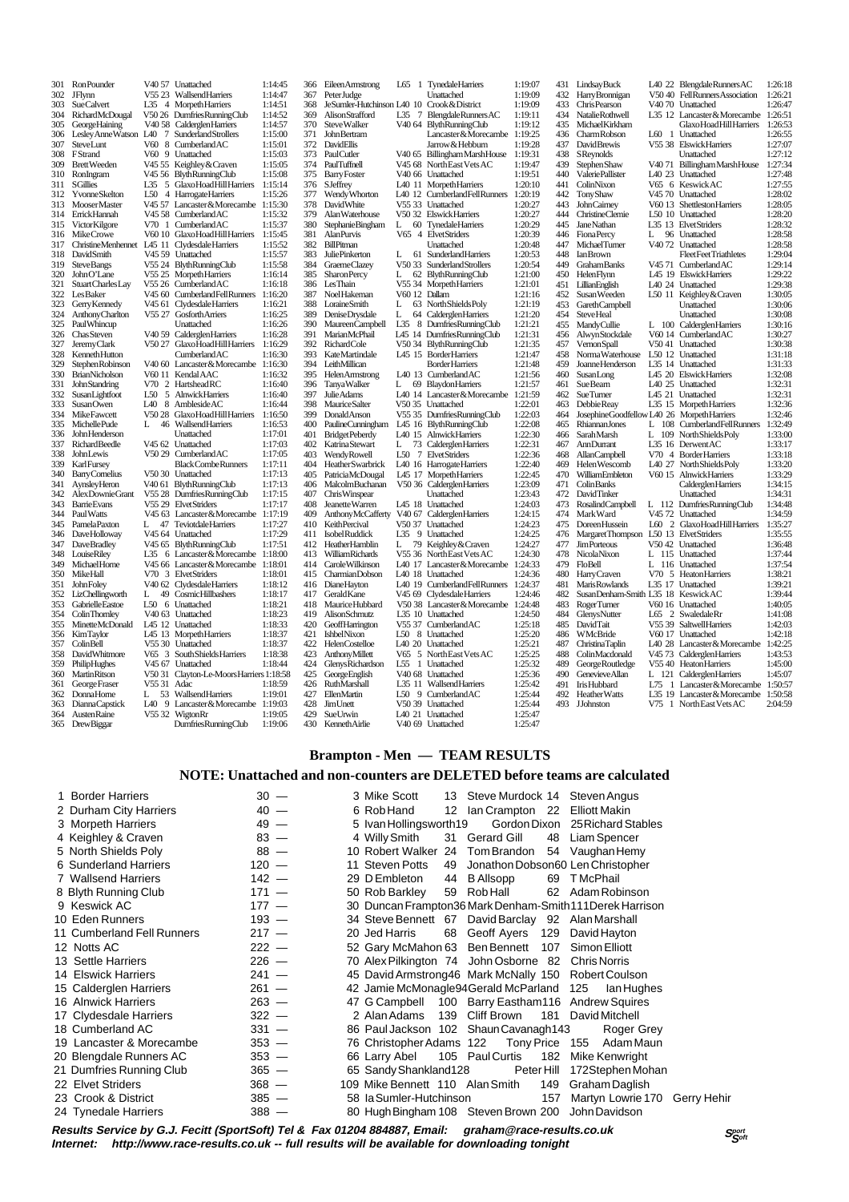| Pos | Name | Cat | Club | Time |
|---|---|---|---|---|
| 301 | Ron Pounder | V40 57 | Unattached | 1:14:45 |
| 302 | J Flynn | V55 23 | Wallsend Harriers | 1:14:47 |
| 303 | Sue Calvert | L35 4 | Morpeth Harriers | 1:14:51 |
| 304 | Richard McDougal | V50 26 | Dumfries Running Club | 1:14:52 |
| 305 | George Haining | V40 58 | Calderglen Harriers | 1:14:57 |
| 306 | Lesley Anne Watson | L40 7 | Sunderland Strollers | 1:15:00 |
| 307 | Steve Lunt | V60 8 | Cumberland AC | 1:15:01 |
| 308 | F Strand | V60 9 | Unattached | 1:15:03 |
| 309 | Brett Weeden | V45 55 | Keighley & Craven | 1:15:05 |
| 310 | Ron Ingram | V45 56 | Blyth Running Club | 1:15:08 |
| 311 | S Gillies | L35 5 | Glaxo Hoad Hill Harriers | 1:15:14 |
| 312 | Yvonne Skelton | L50 4 | Harrogate Harriers | 1:15:26 |
| 313 | Mooser Master | V45 57 | Lancaster & Morecambe | 1:15:30 |
| 314 | Errick Hannah | V45 58 | Cumberland AC | 1:15:32 |
| 315 | Victor Kilgore | V70 1 | Cumberland AC | 1:15:37 |
| 316 | Mike Crowe | V60 10 | Glaxo Hoad Hill Harriers | 1:15:45 |
| 317 | Christine Menhennet | L45 11 | Clydesdale Harriers | 1:15:52 |
| 318 | David Smith | V45 59 | Unattached | 1:15:57 |
| 319 | Steve Bangs | V55 24 | Blyth Running Club | 1:15:58 |
| 320 | John O'Lane | V55 25 | Morpeth Harriers | 1:16:14 |
| 321 | Stuart Charles Lay | V55 26 | Cumberland AC | 1:16:18 |
| 322 | Les Baker | V45 60 | Cumberland Fell Runners | 1:16:20 |
| 323 | Gerry Kennedy | V45 61 | Clydesdale Harriers | 1:16:21 |
| 324 | Anthony Charlton | V55 27 | Gosforth Arriers | 1:16:25 |
| 325 | Paul Whincup | | Unattached | 1:16:26 |
| 326 | Chas Steven | V40 59 | Calderglen Harriers | 1:16:28 |
| 327 | Jeremy Clark | V50 27 | Glaxo Hoad Hill Harriers | 1:16:29 |
| 328 | Kenneth Hutton | | Cumberland AC | 1:16:30 |
| 329 | Stephen Robinson | V40 60 | Lancaster & Morecambe | 1:16:30 |
| 330 | Brian Nicholson | V60 11 | Kendal AAC | 1:16:32 |
| 331 | John Standring | V70 2 | Hartshead RC | 1:16:40 |
| 332 | Susan Lightfoot | L50 5 | Alnwick Harriers | 1:16:40 |
| 333 | Susan Owen | L40 8 | Ambleside AC | 1:16:44 |
| 334 | Mike Fawcett | V50 28 | Glaxo Hoad Hill Harriers | 1:16:50 |
| 335 | Michelle Pude | L 46 | Wallsend Harriers | 1:16:53 |
| 336 | John Henderson | | Unattached | 1:17:01 |
| 337 | Richard Beedle | V45 62 | Unattached | 1:17:03 |
| 338 | John Lewis | V50 29 | Cumberland AC | 1:17:05 |
| 339 | Karl Fursey | | Black Combe Runners | 1:17:11 |
| 340 | Barry Cornelius | V50 30 | Unattached | 1:17:13 |
| 341 | Aynsley Heron | V40 61 | Blyth Running Club | 1:17:13 |
| 342 | Alex Downie Grant | V55 28 | Dumfries Running Club | 1:17:15 |
| 343 | Barrie Evans | V55 29 | Elvet Striders | 1:17:17 |
| 344 | Paul Watts | V45 63 | Lancaster & Morecambe | 1:17:19 |
| 345 | Pamela Paxton | L 47 | Teviotdale Harriers | 1:17:27 |
| 346 | Dave Holloway | V45 64 | Unattached | 1:17:29 |
| 347 | Dave Bradley | V45 65 | Blyth Running Club | 1:17:51 |
| 348 | Louise Riley | L35 6 | Lancaster & Morecambe | 1:18:00 |
| 349 | Michael Home | V45 66 | Lancaster & Morecambe | 1:18:01 |
| 350 | Mike Hall | V70 3 | Elvet Striders | 1:18:01 |
| 351 | John Foley | V40 62 | Clydesdale Harriers | 1:18:12 |
| 352 | Liz Chellingworth | L 49 | Cosmic Hillbashers | 1:18:17 |
| 353 | Gabrielle Eastoe | L50 6 | Unattached | 1:18:21 |
| 354 | Colin Thornley | V40 63 | Unattached | 1:18:23 |
| 355 | Minette McDonald | L45 12 | Unattached | 1:18:33 |
| 356 | Kim Taylor | L45 13 | Morpeth Harriers | 1:18:37 |
| 357 | Colin Bell | V55 30 | Unattached | 1:18:37 |
| 358 | David Whitmore | V65 3 | South Shields Harriers | 1:18:38 |
| 359 | Philip Hughes | V45 67 | Unattached | 1:18:44 |
| 360 | Martin Ritson | V50 31 | Clayton-Le-Moors Harriers | 1:18:58 |
| 361 | George Fraser | V55 31 | Adac | 1:18:59 |
| 362 | Donna Horne | L 53 | Wallsend Harriers | 1:19:01 |
| 363 | Dianna Capstick | L40 9 | Lancaster & Morecambe | 1:19:03 |
| 364 | Austen Raine | V55 32 | Wigton Rr | 1:19:05 |
| 365 | Drew Biggar | | Dumfries Running Club | 1:19:06 |
| 366 | Eileen Armstrong | L65 1 | Tynedale Harriers | 1:19:07 |
| 367 | Peter Judge | | Unattached | 1:19:09 |
| 368 | Je Sumler-Hutchinson | L40 10 | Crook & District | 1:19:09 |
| 369 | Alison Strafford | L35 7 | Blengdale Runners AC | 1:19:11 |
| 370 | Steve Walker | V40 64 | Blyth Running Club | 1:19:12 |
| 371 | John Bertram | | Lancaster & Morecambe | 1:19:25 |
| 372 | David Ellis | | Jarrow & Hebburn | 1:19:28 |
| 373 | Paul Cutler | V40 65 | Billingham Marsh House | 1:19:31 |
| 374 | Paul Tuffnell | V45 68 | North East Vets AC | 1:19:47 |
| 375 | Barry Foster | V40 66 | Unattached | 1:19:51 |
| 376 | S Jeffrey | L40 11 | Morpeth Harriers | 1:20:10 |
| 377 | Wendy Whorton | L40 12 | Cumberland Fell Runners | 1:20:19 |
| 378 | David White | V55 33 | Unattached | 1:20:27 |
| 379 | Alan Waterhouse | V50 32 | Elswick Harriers | 1:20:27 |
| 380 | Stephanie Bingham | L 60 | Tynedale Harriers | 1:20:29 |
| 381 | Alan Purvis | V65 4 | Elvet Striders | 1:20:39 |
| 382 | Bill Pitman | | Unattached | 1:20:48 |
| 383 | Julie Pinkerton | L 61 | Sunderland Harriers | 1:20:53 |
| 384 | Graeme Clazey | V50 33 | Sunderland Strollers | 1:20:54 |
| 385 | Sharon Percy | L 62 | Blyth Running Club | 1:21:00 |
| 386 | Les Thain | V55 34 | Morpeth Harriers | 1:21:01 |
| 387 | Noel Hakeman | V60 12 | Dallam | 1:21:16 |
| 388 | Loraine Smith | L 63 | North Shields Poly | 1:21:19 |
| 389 | Denise Drysdale | L 64 | Calderglen Harriers | 1:21:20 |
| 390 | Maureen Campbell | L35 8 | Dumfries Running Club | 1:21:21 |
| 391 | Marian McPhail | L45 14 | Dumfries Running Club | 1:21:31 |
| 392 | Richard Cole | V50 34 | Blyth Running Club | 1:21:35 |
| 393 | Kate Martindale | L45 15 | Border Harriers | 1:21:47 |
| 394 | Leith Millican | | Border Harriers | 1:21:48 |
| 395 | Helen Armstrong | L40 13 | Cumberland AC | 1:21:56 |
| 396 | Tanya Walker | L 69 | Blaydon Harriers | 1:21:57 |
| 397 | Julie Adams | L40 14 | Lancaster & Morecambe | 1:21:59 |
| 398 | Maurice Salter | V50 35 | Unattached | 1:22:01 |
| 399 | Donald Anson | V55 35 | Dumfries Running Club | 1:22:03 |
| 400 | Pauline Cunningham | L45 16 | Blyth Running Club | 1:22:08 |
| 401 | Bridget Peberdy | L40 15 | Alnwick Harriers | 1:22:30 |
| 402 | Katrina Stewart | L 73 | Calderglen Harriers | 1:22:31 |
| 403 | Wendy Rowell | L50 7 | Elvet Striders | 1:22:36 |
| 404 | Heather Swarbrick | L40 16 | Harrogate Harriers | 1:22:40 |
| 405 | Patricia McDougal | L45 17 | Morpeth Harriers | 1:22:45 |
| 406 | Malcolm Buchanan | V50 36 | Calderglen Harriers | 1:23:09 |
| 407 | Chris Winspear | | Unattached | 1:23:43 |
| 408 | Jeanette Warren | L45 18 | Unattached | 1:24:03 |
| 409 | Anthony McCafferty | V40 67 | Calderglen Harriers | 1:24:15 |
| 410 | Keith Percival | V50 37 | Unattached | 1:24:23 |
| 411 | Isobel Ruddick | L35 9 | Unattached | 1:24:25 |
| 412 | Heather Hamblin | L 79 | Keighley & Craven | 1:24:27 |
| 413 | William Richards | V55 36 | North East Vets AC | 1:24:30 |
| 414 | Carole Wilkinson | L40 17 | Lancaster & Morecambe | 1:24:33 |
| 415 | Charmian Dobson | L40 18 | Unattached | 1:24:36 |
| 416 | Diane Hayton | L40 19 | Cumberland Fell Runners | 1:24:37 |
| 417 | Gerald Kane | V45 69 | Clydesdale Harriers | 1:24:46 |
| 418 | Maurice Hubbard | V50 38 | Lancaster & Morecambe | 1:24:48 |
| 419 | Alison Schmutz | L35 10 | Unattached | 1:24:50 |
| 420 | Geoff Harrington | V55 37 | Cumberland AC | 1:25:18 |
| 421 | Ishbel Nixon | L50 8 | Unattached | 1:25:20 |
| 422 | Helen Costelloe | L40 20 | Unattached | 1:25:21 |
| 423 | Anthony Millett | V65 5 | North East Vets AC | 1:25:25 |
| 424 | Glenys Richardson | L55 1 | Unattached | 1:25:32 |
| 425 | George English | V40 68 | Unattached | 1:25:36 |
| 426 | Ruth Marshall | L35 11 | Wallsend Harriers | 1:25:42 |
| 427 | Ellen Martin | L50 9 | Cumberland AC | 1:25:44 |
| 428 | Jim Unett | V50 39 | Unattached | 1:25:45 |
| 429 | Sue Urwin | L40 21 | Unattached | 1:25:47 |
| 430 | Kenneth Airlie | V40 69 | Unattached | 1:25:47 |
| 431 | Lindsay Buck | L40 22 | Blengdale Runners AC | 1:26:18 |
| 432 | Harry Bronnigan | V50 40 | Fell Runners Association | 1:26:21 |
| 433 | Chris Pearson | V40 70 | Unattached | 1:26:47 |
| 434 | Natalie Rothwell | L35 12 | Lancaster & Morecambe | 1:26:51 |
| 435 | Michael Kirkham | | Glaxo Hoad Hill Harriers | 1:26:53 |
| 436 | Charm Robson | L60 1 | Unattached | 1:26:55 |
| 437 | David Brewis | V55 38 | Elswick Harriers | 1:27:07 |
| 438 | S Reynolds | | Unattached | 1:27:12 |
| 439 | Stephen Shaw | V40 71 | Billingham Marsh House | 1:27:34 |
| 440 | Valerie Pallister | L40 23 | Unattached | 1:27:48 |
| 441 | Colin Nixon | V65 6 | Keswick AC | 1:27:55 |
| 442 | Tony Shaw | V45 70 | Unattached | 1:28:02 |
| 443 | John Cairney | V60 13 | Shettleston Harriers | 1:28:05 |
| 444 | Christine Clemie | L50 10 | Unattached | 1:28:20 |
| 445 | Jane Nathan | L35 13 | Elvet Striders | 1:28:32 |
| 446 | Fiona Percy | L 96 | Unattached | 1:28:58 |
| 447 | Michael Turner | V40 72 | Unattached | 1:28:58 |
| 448 | Ian Brown | | Fleet Feet Triathletes | 1:29:04 |
| 449 | Graham Banks | V45 71 | Cumberland AC | 1:29:14 |
| 450 | Helen Flynn | L45 19 | Elswick Harriers | 1:29:22 |
| 451 | Lillian English | L40 24 | Unattached | 1:29:38 |
| 452 | Susan Weeden | L50 11 | Keighley & Craven | 1:30:05 |
| 453 | Gareth Campbell | | Unattached | 1:30:06 |
| 454 | Steve Heal | | Unattached | 1:30:08 |
| 455 | Mandy Cullie | L 100 | Calderglen Harriers | 1:30:16 |
| 456 | Alwyn Stockdale | V60 14 | Cumberland AC | 1:30:27 |
| 457 | Vernon Spall | V50 41 | Unattached | 1:30:38 |
| 458 | Norma Waterhouse | L50 12 | Unattached | 1:31:18 |
| 459 | Joanne Henderson | L35 14 | Unattached | 1:31:33 |
| 460 | Susan Long | L45 20 | Elswick Harriers | 1:32:08 |
| 461 | Sue Beam | L40 25 | Unattached | 1:32:31 |
| 462 | Sue Turner | L45 21 | Unattached | 1:32:31 |
| 463 | Debbie Reay | L35 15 | Morpeth Harriers | 1:32:36 |
| 464 | Josephine Goodfellow | L40 26 | Morpeth Harriers | 1:32:46 |
| 465 | Rhiannan Jones | L 108 | Cumberland Fell Runners | 1:32:49 |
| 466 | Sarah Marsh | L 109 | North Shields Poly | 1:33:00 |
| 467 | Ann Durrant | L35 16 | Derwent AC | 1:33:17 |
| 468 | Allan Campbell | V70 4 | Border Harriers | 1:33:18 |
| 469 | Helen Wescomb | L40 27 | North Shields Poly | 1:33:20 |
| 470 | William Embleton | V60 15 | Alnwick Harriers | 1:33:29 |
| 471 | Colin Banks | | Calderglen Harriers | 1:34:15 |
| 472 | David Tinker | | Unattached | 1:34:31 |
| 473 | Rosalind Campbell | L 112 | Dumfries Running Club | 1:34:48 |
| 474 | Mark Ward | V45 72 | Unattached | 1:34:59 |
| 475 | Doreen Hussein | L60 2 | Glaxo Hoad Hill Harriers | 1:35:27 |
| 476 | Margaret Thompson | L50 13 | Elvet Striders | 1:35:55 |
| 477 | Jim Porteous | V50 42 | Unattached | 1:36:48 |
| 478 | Nicola Nixon | L 115 | Unattached | 1:37:44 |
| 479 | Flo Bell | L 116 | Unattached | 1:37:54 |
| 480 | Harry Craven | V70 5 | Heaton Harriers | 1:38:21 |
| 481 | Maris Rowlands | L35 17 | Unattached | 1:39:21 |
| 482 | Susan Denham-Smith | L35 18 | Keswick AC | 1:39:44 |
| 483 | Roger Turner | V60 16 | Unattached | 1:40:05 |
| 484 | Glenys Nutter | L65 2 | Swaledale Rr | 1:41:08 |
| 485 | David Tait | V55 39 | Saltwell Harriers | 1:42:03 |
| 486 | W McBride | V60 17 | Unattached | 1:42:18 |
| 487 | Christina Taplin | L40 28 | Lancaster & Morecambe | 1:42:25 |
| 488 | Colin Macdonald | V45 73 | Calderglen Harriers | 1:43:53 |
| 489 | George Routledge | V55 40 | Heaton Harriers | 1:45:00 |
| 490 | Genevieve Allan | L 121 | Calderglen Harriers | 1:45:07 |
| 491 | Iris Hubbard | L75 1 | Lancaster & Morecambe | 1:50:57 |
| 492 | Heather Watts | L35 19 | Lancaster & Morecambe | 1:50:58 |
| 493 | J Johnston | V75 1 | North East Vets AC | 2:04:59 |

## Brampton - Men — TEAM RESULTS

### NOTE: Unattached and non-counters are DELETED before teams are calculated

| Pos | Team | Points | Scorers |
|---|---|---|---|
| 1 | Border Harriers | 30 — | 3 Mike Scott 13 Steve Murdock 14 Steven Angus |
| 2 | Durham City Harriers | 40 — | 6 Rob Hand 12 Ian Crampton 22 Elliott Makin |
| 3 | Morpeth Harriers | 49 — | 5 Ivan Hollingsworth 19 Gordon Dixon 25 Richard Stables |
| 4 | Keighley & Craven | 83 — | 4 Willy Smith 31 Gerard Gill 48 Liam Spencer |
| 5 | North Shields Poly | 88 — | 10 Robert Walker 24 Tom Brandon 54 Vaughan Hemy |
| 6 | Sunderland Harriers | 120 — | 11 Steven Potts 49 Jonathon Dobson 60 Len Christopher |
| 7 | Wallsend Harriers | 142 — | 29 D Embleton 44 B Allsopp 69 T McPhail |
| 8 | Blyth Running Club | 171 — | 50 Rob Barkley 59 Rob Hall 62 Adam Robinson |
| 9 | Keswick AC | 177 — | 30 Duncan Frampton 36 Mark Denham-Smith 111 Derek Harrison |
| 10 | Eden Runners | 193 — | 34 Steve Bennett 67 David Barclay 92 Alan Marshall |
| 11 | Cumberland Fell Runners | 217 — | 20 Jed Harris 68 Geoff Ayers 129 David Hayton |
| 12 | Notts AC | 222 — | 52 Gary McMahon 63 Ben Bennett 107 Simon Elliott |
| 13 | Settle Harriers | 226 — | 70 Alex Pilkington 74 John Osborne 82 Chris Norris |
| 14 | Elswick Harriers | 241 — | 45 David Armstrong 46 Mark McNally 150 Robert Coulson |
| 15 | Calderglen Harriers | 261 — | 42 Jamie McMonagle 94 Gerald McParland 125 Ian Hughes |
| 16 | Alnwick Harriers | 263 — | 47 G Campbell 100 Barry Eastham 116 Andrew Squires |
| 17 | Clydesdale Harriers | 322 — | 2 Alan Adams 139 Cliff Brown 181 David Mitchell |
| 18 | Cumberland AC | 331 — | 86 Paul Jackson 102 Shaun Cavanagh 143 Roger Grey |
| 19 | Lancaster & Morecambe | 353 — | 76 Christopher Adams 122 Tony Price 155 Adam Maun |
| 20 | Blengdale Runners AC | 353 — | 66 Larry Abel 105 Paul Curtis 182 Mike Kenwright |
| 21 | Dumfries Running Club | 365 — | 65 Sandy Shankland 128 Peter Hill 172 Stephen Mohan |
| 22 | Elvet Striders | 368 — | 109 Mike Bennett 110 Alan Smith 149 Graham Daglish |
| 23 | Crook & District | 385 — | 58 Ia Sumler-Hutchinson 157 Martyn Lowrie 170 Gerry Hehir |
| 24 | Tynedale Harriers | 388 — | 80 Hugh Bingham 108 Steven Brown 200 John Davidson |

***Results Services by G.J. Fecitt (SportSoft) Tel & Fax 01204 884887, Email: graham@race-results.co.uk***
***Internet: http://www.race-results.co.uk -- full results will be available for downloading tonight***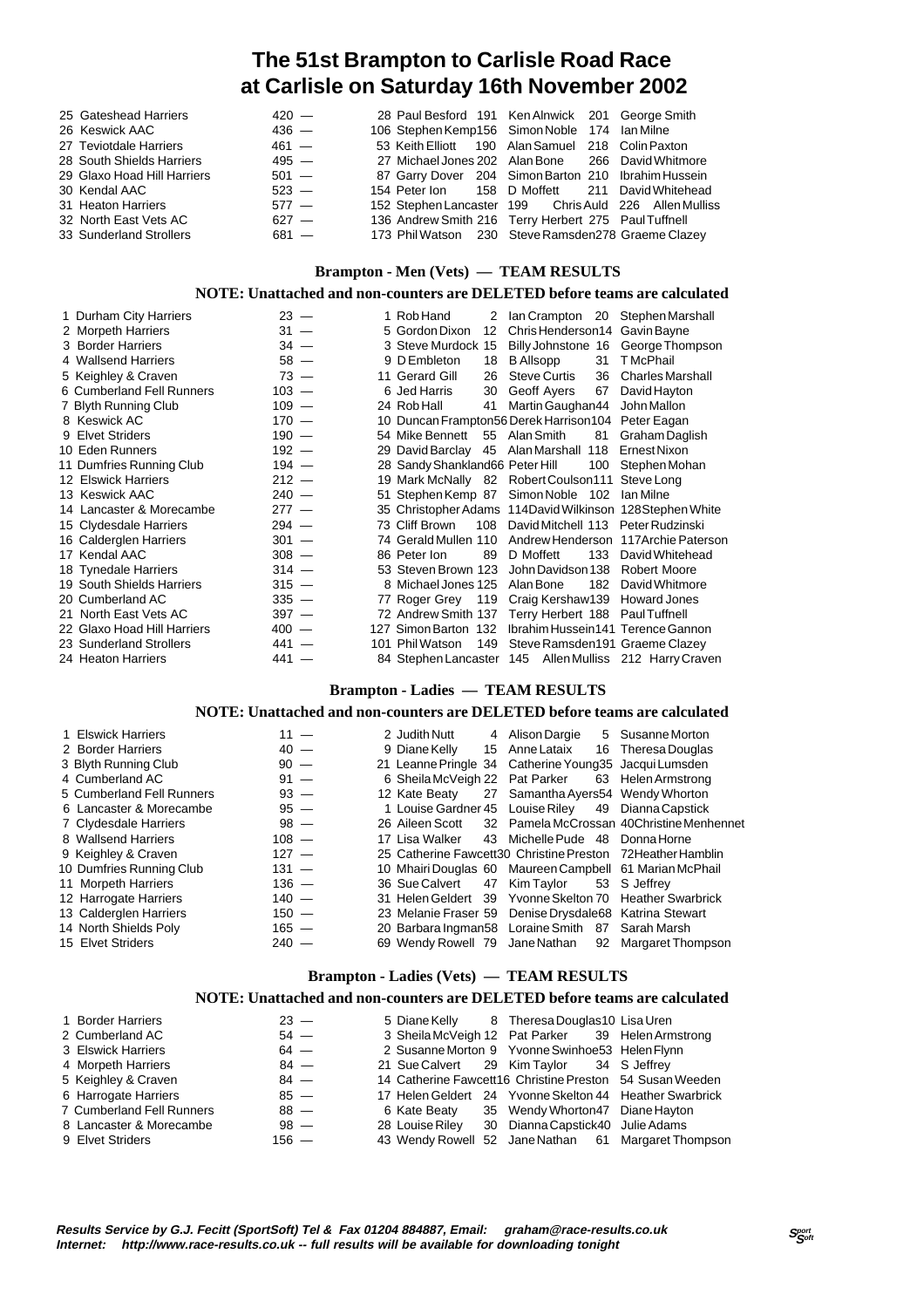# The 51st Brampton to Carlisle Road Race at Carlisle on Saturday 16th November 2002

| | | | | | | | |
|---|---|---|---|---|---|---|---|
| 25 Gateshead Harriers | 420 — | 28 | Paul Besford | 191 | Ken Alnwick | 201 | George Smith |
| 26 Keswick AAC | 436 — | 106 | Stephen Kemp | 156 | Simon Noble | 174 | Ian Milne |
| 27 Teviotdale Harriers | 461 — | 53 | Keith Elliott | 190 | Alan Samuel | 218 | Colin Paxton |
| 28 South Shields Harriers | 495 — | 27 | Michael Jones | 202 | Alan Bone | 266 | David Whitmore |
| 29 Glaxo Hoad Hill Harriers | 501 — | 87 | Garry Dover | 204 | Simon Barton | 210 | Ibrahim Hussein |
| 30 Kendal AAC | 523 — | 154 | Peter Ion | 158 | D Moffett | 211 | David Whitehead |
| 31 Heaton Harriers | 577 — | 152 | Stephen Lancaster | 199 | Chris Auld | 226 | Allen Mulliss |
| 32 North East Vets AC | 627 — | 136 | Andrew Smith | 216 | Terry Herbert | 275 | Paul Tuffnell |
| 33 Sunderland Strollers | 681 — | 173 | Phil Watson | 230 | Steve Ramsden | 278 | Graeme Clazey |

## Brampton - Men (Vets) — TEAM RESULTS

**NOTE: Unattached and non-counters are DELETED before teams are calculated**

| | | | | | | | |
|---|---|---|---|---|---|---|---|
| 1 Durham City Harriers | 23 — | 1 | Rob Hand | 2 | Ian Crampton | 20 | Stephen Marshall |
| 2 Morpeth Harriers | 31 — | 5 | Gordon Dixon | 12 | Chris Henderson | 14 | Gavin Bayne |
| 3 Border Harriers | 34 — | 3 | Steve Murdock | 15 | Billy Johnstone | 16 | George Thompson |
| 4 Wallsend Harriers | 58 — | 9 | D Embleton | 18 | B Allsopp | 31 | T McPhail |
| 5 Keighley & Craven | 73 — | 11 | Gerard Gill | 26 | Steve Curtis | 36 | Charles Marshall |
| 6 Cumberland Fell Runners | 103 — | 6 | Jed Harris | 30 | Geoff Ayers | 67 | David Hayton |
| 7 Blyth Running Club | 109 — | 24 | Rob Hall | 41 | Martin Gaughan | 44 | John Mallon |
| 8 Keswick AC | 170 — | 10 | Duncan Frampton | 56 | Derek Harrison | 104 | Peter Eagan |
| 9 Elvet Striders | 190 — | 54 | Mike Bennett | 55 | Alan Smith | 81 | Graham Daglish |
| 10 Eden Runners | 192 — | 29 | David Barclay | 45 | Alan Marshall | 118 | Ernest Nixon |
| 11 Dumfries Running Club | 194 — | 28 | Sandy Shankland | 66 | Peter Hill | 100 | Stephen Mohan |
| 12 Elswick Harriers | 212 — | 19 | Mark McNally | 82 | Robert Coulson | 111 | Steve Long |
| 13 Keswick AAC | 240 — | 51 | Stephen Kemp | 87 | Simon Noble | 102 | Ian Milne |
| 14 Lancaster & Morecambe | 277 — | 35 | Christopher Adams | 114 | David Wilkinson | 128 | Stephen White |
| 15 Clydesdale Harriers | 294 — | 73 | Cliff Brown | 108 | David Mitchell | 113 | Peter Rudzinski |
| 16 Calderglen Harriers | 301 — | 74 | Gerald Mullen | 110 | Andrew Henderson | 117 | Archie Paterson |
| 17 Kendal AAC | 308 — | 86 | Peter Ion | 89 | D Moffett | 133 | David Whitehead |
| 18 Tynedale Harriers | 314 — | 53 | Steven Brown | 123 | John Davidson | 138 | Robert Moore |
| 19 South Shields Harriers | 315 — | 8 | Michael Jones | 125 | Alan Bone | 182 | David Whitmore |
| 20 Cumberland AC | 335 — | 77 | Roger Grey | 119 | Craig Kershaw | 139 | Howard Jones |
| 21 North East Vets AC | 397 — | 72 | Andrew Smith | 137 | Terry Herbert | 188 | Paul Tuffnell |
| 22 Glaxo Hoad Hill Harriers | 400 — | 127 | Simon Barton | 132 | Ibrahim Hussein | 141 | Terence Gannon |
| 23 Sunderland Strollers | 441 — | 101 | Phil Watson | 149 | Steve Ramsden | 191 | Graeme Clazey |
| 24 Heaton Harriers | 441 — | 84 | Stephen Lancaster | 145 | Allen Mulliss | 212 | Harry Craven |

## Brampton - Ladies — TEAM RESULTS

**NOTE: Unattached and non-counters are DELETED before teams are calculated**

| | | | | | | | |
|---|---|---|---|---|---|---|---|
| 1 Elswick Harriers | 11 — | 2 | Judith Nutt | 4 | Alison Dargie | 5 | Susanne Morton |
| 2 Border Harriers | 40 — | 9 | Diane Kelly | 15 | Anne Lataix | 16 | Theresa Douglas |
| 3 Blyth Running Club | 90 — | 21 | Leanne Pringle | 34 | Catherine Young | 35 | Jacqui Lumsden |
| 4 Cumberland AC | 91 — | 6 | Sheila McVeigh | 22 | Pat Parker | 63 | Helen Armstrong |
| 5 Cumberland Fell Runners | 93 — | 12 | Kate Beaty | 27 | Samantha Ayers | 54 | Wendy Whorton |
| 6 Lancaster & Morecambe | 95 — | 1 | Louise Gardner | 45 | Louise Riley | 49 | Dianna Capstick |
| 7 Clydesdale Harriers | 98 — | 26 | Aileen Scott | 32 | Pamela McCrossan | 40 | Christine Menhennet |
| 8 Wallsend Harriers | 108 — | 17 | Lisa Walker | 43 | Michelle Pude | 48 | Donna Horne |
| 9 Keighley & Craven | 127 — | 25 | Catherine Fawcett | 30 | Christine Preston | 72 | Heather Hamblin |
| 10 Dumfries Running Club | 131 — | 10 | Mhairi Douglas | 60 | Maureen Campbell | 61 | Marian McPhail |
| 11 Morpeth Harriers | 136 — | 36 | Sue Calvert | 47 | Kim Taylor | 53 | S Jeffrey |
| 12 Harrogate Harriers | 140 — | 31 | Helen Geldert | 39 | Yvonne Skelton | 70 | Heather Swarbrick |
| 13 Calderglen Harriers | 150 — | 23 | Melanie Fraser | 59 | Denise Drysdale | 68 | Katrina Stewart |
| 14 North Shields Poly | 165 — | 20 | Barbara Ingman | 58 | Loraine Smith | 87 | Sarah Marsh |
| 15 Elvet Striders | 240 — | 69 | Wendy Rowell | 79 | Jane Nathan | 92 | Margaret Thompson |

## Brampton - Ladies (Vets) — TEAM RESULTS

**NOTE: Unattached and non-counters are DELETED before teams are calculated**

| | | | | | | | |
|---|---|---|---|---|---|---|---|
| 1 Border Harriers | 23 — | 5 | Diane Kelly | 8 | Theresa Douglas | 10 | Lisa Uren |
| 2 Cumberland AC | 54 — | 3 | Sheila McVeigh | 12 | Pat Parker | 39 | Helen Armstrong |
| 3 Elswick Harriers | 64 — | 2 | Susanne Morton | 9 | Yvonne Swinhoe | 53 | Helen Flynn |
| 4 Morpeth Harriers | 84 — | 21 | Sue Calvert | 29 | Kim Taylor | 34 | S Jeffrey |
| 5 Keighley & Craven | 84 — | 14 | Catherine Fawcett | 16 | Christine Preston | 54 | Susan Weeden |
| 6 Harrogate Harriers | 85 — | 17 | Helen Geldert | 24 | Yvonne Skelton | 44 | Heather Swarbrick |
| 7 Cumberland Fell Runners | 88 — | 6 | Kate Beaty | 35 | Wendy Whorton | 47 | Diane Hayton |
| 8 Lancaster & Morecambe | 98 — | 28 | Louise Riley | 30 | Dianna Capstick | 40 | Julie Adams |
| 9 Elvet Striders | 156 — | 43 | Wendy Rowell | 52 | Jane Nathan | 61 | Margaret Thompson |

***Results Service by G.J. Fecitt (SportSoft) Tel & Fax 01204 884887, Email: graham@race-results.co.uk***
***Internet: http://www.race-results.co.uk -- full results will be available for downloading tonight***